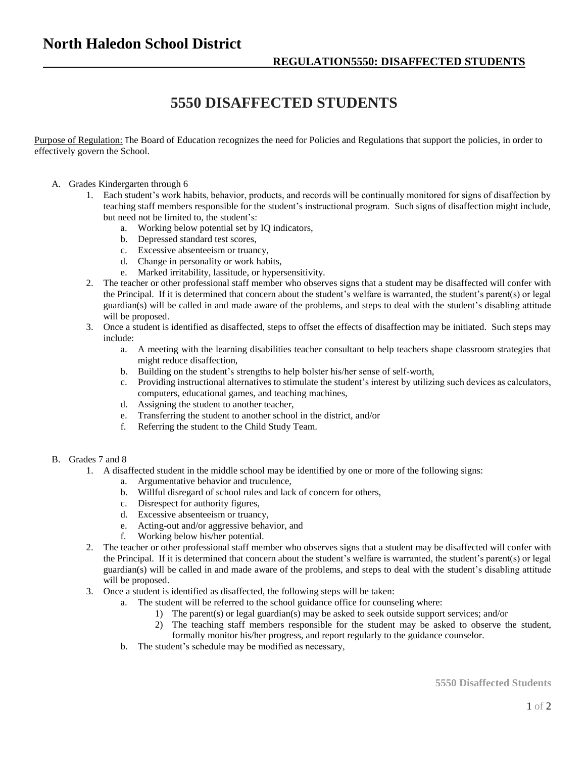# North Haledon School District

**REGULATION5550: DISAFFECTED STUDENTS**

## 5550 DISAFFECTED STUDENTS

Purpose of Regulation: The Board of Education recognizes the need for Policies and Regulations that support the policies, in order to effectively govern the School.

A. Grades Kindergarten through 6
   1. Each student's work habits, behavior, products, and records will be continually monitored for signs of disaffection by teaching staff members responsible for the student's instructional program. Such signs of disaffection might include, but need not be limited to, the student's:
      a. Working below potential set by IQ indicators,
      b. Depressed standard test scores,
      c. Excessive absenteeism or truancy,
      d. Change in personality or work habits,
      e. Marked irritability, lassitude, or hypersensitivity.
   2. The teacher or other professional staff member who observes signs that a student may be disaffected will confer with the Principal. If it is determined that concern about the student's welfare is warranted, the student's parent(s) or legal guardian(s) will be called in and made aware of the problems, and steps to deal with the student's disabling attitude will be proposed.
   3. Once a student is identified as disaffected, steps to offset the effects of disaffection may be initiated. Such steps may include:
      a. A meeting with the learning disabilities teacher consultant to help teachers shape classroom strategies that might reduce disaffection,
      b. Building on the student's strengths to help bolster his/her sense of self-worth,
      c. Providing instructional alternatives to stimulate the student's interest by utilizing such devices as calculators, computers, educational games, and teaching machines,
      d. Assigning the student to another teacher,
      e. Transferring the student to another school in the district, and/or
      f. Referring the student to the Child Study Team.

B. Grades 7 and 8
   1. A disaffected student in the middle school may be identified by one or more of the following signs:
      a. Argumentative behavior and truculence,
      b. Willful disregard of school rules and lack of concern for others,
      c. Disrespect for authority figures,
      d. Excessive absenteeism or truancy,
      e. Acting-out and/or aggressive behavior, and
      f. Working below his/her potential.
   2. The teacher or other professional staff member who observes signs that a student may be disaffected will confer with the Principal. If it is determined that concern about the student's welfare is warranted, the student's parent(s) or legal guardian(s) will be called in and made aware of the problems, and steps to deal with the student's disabling attitude will be proposed.
   3. Once a student is identified as disaffected, the following steps will be taken:
      a. The student will be referred to the school guidance office for counseling where:
         1) The parent(s) or legal guardian(s) may be asked to seek outside support services; and/or
         2) The teaching staff members responsible for the student may be asked to observe the student, formally monitor his/her progress, and report regularly to the guidance counselor.
      b. The student's schedule may be modified as necessary,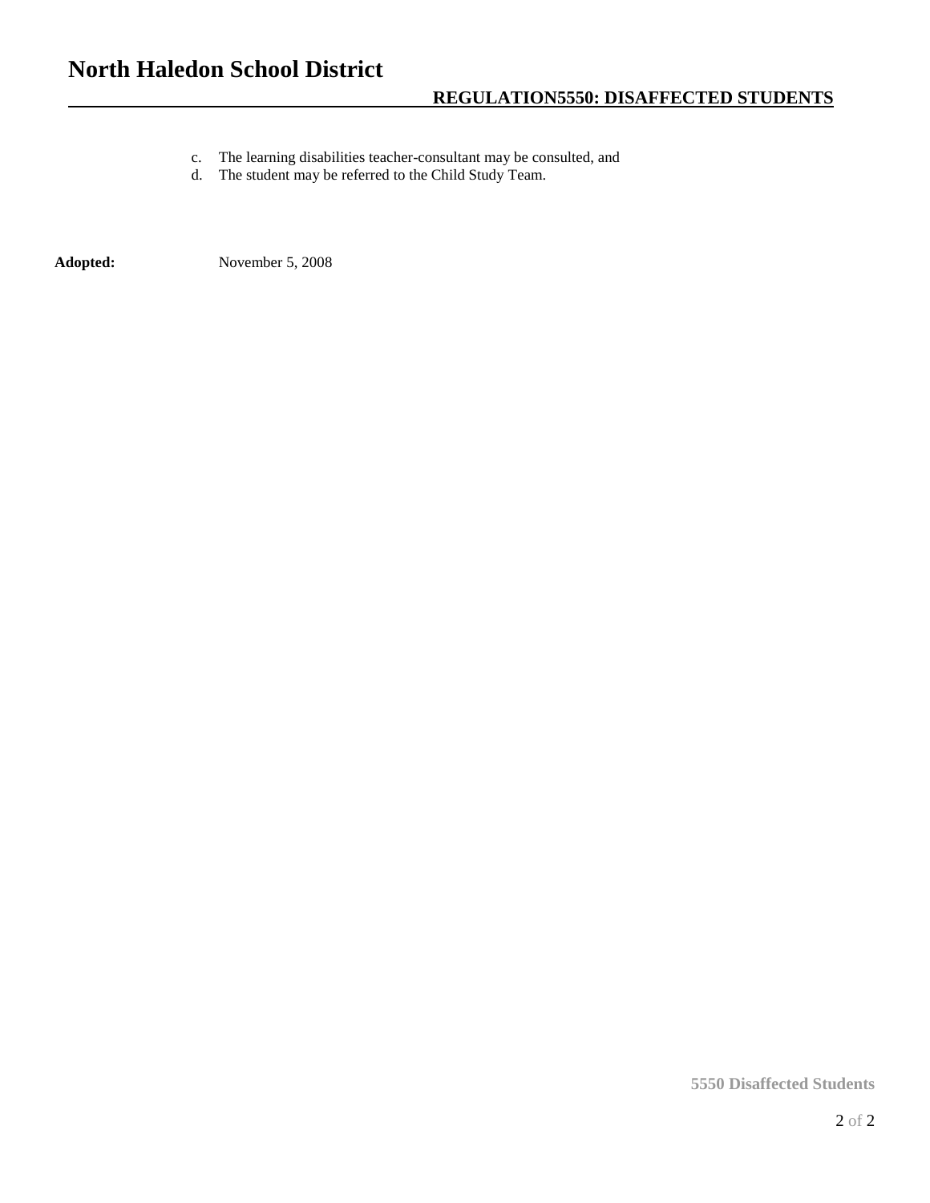c. The learning disabilities teacher-consultant may be consulted, and
d. The student may be referred to the Child Study Team.

**Adopted:** November 5, 2008